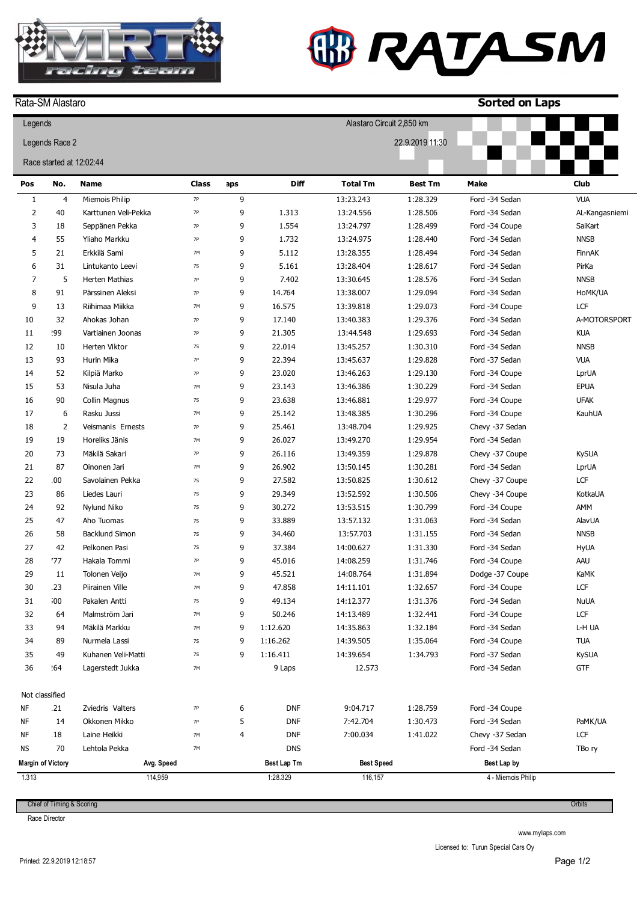Rata-SM Alastaro

**Sorted on Laps**

Legends

Legends Race 2

Race started at 12:02:44

Alastaro Circuit 2,850 km

22.9.2019 11:30

| Pos | No. | Name | Class | aps | Diff | Total Tm | Best Tm | Make | Club |
|---|---|---|---|---|---|---|---|---|---|
| 1 | 4 | Miemois Philip | 7P | 9 | | 13:23.243 | 1:28.329 | Ford -34 Sedan | VUA |
| 2 | 40 | Karttunen Veli-Pekka | 7P | 9 | 1.313 | 13:24.556 | 1:28.506 | Ford -34 Sedan | AL-Kangasniemi |
| 3 | 18 | Seppänen Pekka | 7P | 9 | 1.554 | 13:24.797 | 1:28.499 | Ford -34 Coupe | SaiKart |
| 4 | 55 | Ylialo Markku | 7P | 9 | 1.732 | 13:24.975 | 1:28.440 | Ford -34 Sedan | NNSB |
| 5 | 21 | Erkkilä Sami | 7M | 9 | 5.112 | 13:28.355 | 1:28.494 | Ford -34 Sedan | FinnAK |
| 6 | 31 | Lintukanto Leevi | 7S | 9 | 5.161 | 13:28.404 | 1:28.617 | Ford -34 Sedan | PirKa |
| 7 | 5 | Herten Mathias | 7P | 9 | 7.402 | 13:30.645 | 1:28.576 | Ford -34 Sedan | NNSB |
| 8 | 91 | Pärssinen Aleksi | 7P | 9 | 14.764 | 13:38.007 | 1:29.094 | Ford -34 Sedan | HoMK/UA |
| 9 | 13 | Riihimaa Miikka | 7M | 9 | 16.575 | 13:39.818 | 1:29.073 | Ford -34 Coupe | LCF |
| 10 | 32 | Ahokas Johan | 7P | 9 | 17.140 | 13:40.383 | 1:29.376 | Ford -34 Sedan | A-MOTORSPORT |
| 11 | !99 | Vartiainen Joonas | 7P | 9 | 21.305 | 13:44.548 | 1:29.693 | Ford -34 Sedan | KUA |
| 12 | 10 | Herten Viktor | 7S | 9 | 22.014 | 13:45.257 | 1:30.310 | Ford -34 Sedan | NNSB |
| 13 | 93 | Hurin Mika | 7P | 9 | 22.394 | 13:45.637 | 1:29.828 | Ford -37 Sedan | VUA |
| 14 | 52 | Kilpiä Marko | 7P | 9 | 23.020 | 13:46.263 | 1:29.130 | Ford -34 Coupe | LprUA |
| 15 | 53 | Nisula Juha | 7M | 9 | 23.143 | 13:46.386 | 1:30.229 | Ford -34 Sedan | EPUA |
| 16 | 90 | Collin Magnus | 7S | 9 | 23.638 | 13:46.881 | 1:29.977 | Ford -34 Coupe | UFAK |
| 17 | 6 | Rasku Jussi | 7M | 9 | 25.142 | 13:48.385 | 1:30.296 | Ford -34 Coupe | KauhUA |
| 18 | 2 | Veismanis Ernests | 7P | 9 | 25.461 | 13:48.704 | 1:29.925 | Chevy -37 Sedan | |
| 19 | 19 | Horeliks Jänis | 7M | 9 | 26.027 | 13:49.270 | 1:29.954 | Ford -34 Sedan | |
| 20 | 73 | Mäkilä Sakari | 7P | 9 | 26.116 | 13:49.359 | 1:29.878 | Chevy -37 Coupe | KySUA |
| 21 | 87 | Oinonen Jari | 7M | 9 | 26.902 | 13:50.145 | 1:30.281 | Ford -34 Sedan | LprUA |
| 22 | .00 | Savolainen Pekka | 7S | 9 | 27.582 | 13:50.825 | 1:30.612 | Chevy -37 Coupe | LCF |
| 23 | 86 | Liedes Lauri | 7S | 9 | 29.349 | 13:52.592 | 1:30.506 | Chevy -34 Coupe | KotkaUA |
| 24 | 92 | Nylund Niko | 7S | 9 | 30.272 | 13:53.515 | 1:30.799 | Ford -34 Coupe | AMM |
| 25 | 47 | Aho Tuomas | 7S | 9 | 33.889 | 13:57.132 | 1:31.063 | Ford -34 Sedan | AlavUA |
| 26 | 58 | Backlund Simon | 7S | 9 | 34.460 | 13:57.703 | 1:31.155 | Ford -34 Sedan | NNSB |
| 27 | 42 | Pelkonen Pasi | 7S | 9 | 37.384 | 14:00.627 | 1:31.330 | Ford -34 Sedan | HyUA |
| 28 | '77 | Hakala Tommi | 7P | 9 | 45.016 | 14:08.259 | 1:31.746 | Ford -34 Coupe | AAU |
| 29 | 11 | Tolonen Veijo | 7M | 9 | 45.521 | 14:08.764 | 1:31.894 | Dodge -37 Coupe | KaMK |
| 30 | .23 | Piirainen Ville | 7M | 9 | 47.858 | 14:11.101 | 1:32.657 | Ford -34 Coupe | LCF |
| 31 | ;00 | Pakalen Antti | 7S | 9 | 49.134 | 14:12.377 | 1:31.376 | Ford -34 Sedan | NuUA |
| 32 | 64 | Malmström Jari | 7M | 9 | 50.246 | 14:13.489 | 1:32.441 | Ford -34 Coupe | LCF |
| 33 | 94 | Mäkilä Markku | 7M | 9 | 1:12.620 | 14:35.863 | 1:32.184 | Ford -34 Sedan | L-H UA |
| 34 | 89 | Nurmela Lassi | 7S | 9 | 1:16.262 | 14:39.505 | 1:35.064 | Ford -34 Coupe | TUA |
| 35 | 49 | Kuhanen Veli-Matti | 7S | 9 | 1:16.411 | 14:39.654 | 1:34.793 | Ford -37 Sedan | KySUA |
| 36 | !64 | Lagerstedt Jukka | 7M | | 9 Laps | 12.573 | | Ford -34 Sedan | GTF |

Not classified

| Pos | No. | Name | Class | aps | Diff | Total Tm | Best Tm | Make | Club |
|---|---|---|---|---|---|---|---|---|---|
| NF | .21 | Zviedris Valters | 7P | 6 | DNF | 9:04.717 | 1:28.759 | Ford -34 Coupe | |
| NF | 14 | Okkonen Mikko | 7P | 5 | DNF | 7:42.704 | 1:30.473 | Ford -34 Sedan | PaMK/UA |
| NF | .18 | Laine Heikki | 7M | 4 | DNF | 7:00.034 | 1:41.022 | Chevy -37 Sedan | LCF |
| NS | 70 | Lehtola Pekka | 7M | | DNS | | | Ford -34 Sedan | TBo ry |

| Margin of Victory | Avg. Speed | Best Lap Tm | Best Speed | Best Lap by |
|---|---|---|---|---|
| 1.313 | 114,959 | 1:28.329 | 116,157 | 4 - Miemois Philip |

Chief of Timing & Scoring

Orbits

Race Director

www.mylaps.com

Licensed to: Turun Special Cars Oy

Printed: 22.9.2019 12:18:57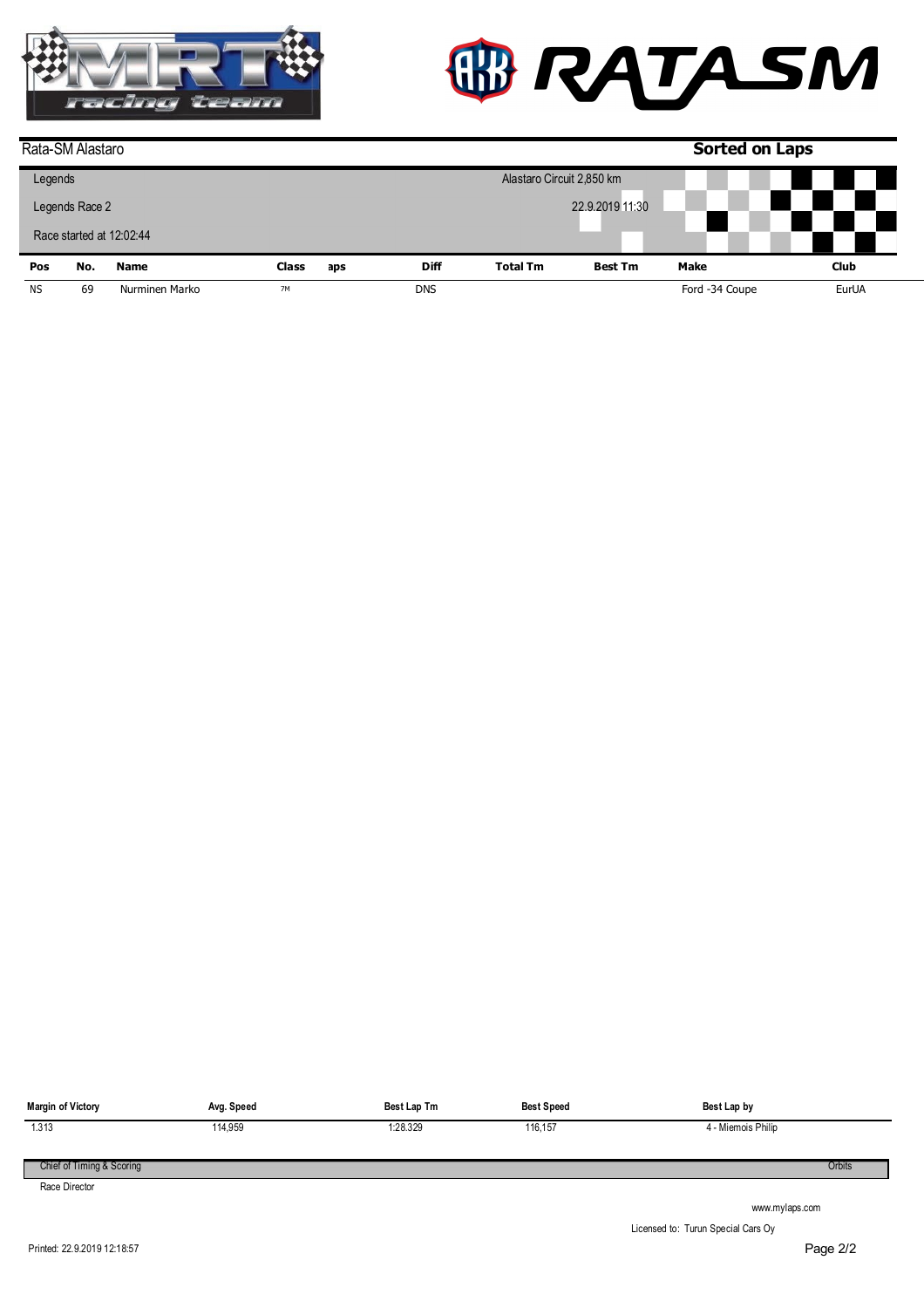Rata-SM Alastaro

**Sorted on Laps**

Legends

Legends Race 2

Race started at 12:02:44

Alastaro Circuit 2,850 km

22.9.2019 11:30

| Pos | No. | Name | Class | aps | Diff | Total Tm | Best Tm | Make | Club |
|---|---|---|---|---|---|---|---|---|---|
| NS | 69 | Nurminen Marko | 7M | | DNS | | | Ford -34 Coupe | EurUA |

| Margin of Victory | Avg. Speed | Best Lap Tm | Best Speed | Best Lap by |
|---|---|---|---|---|
| 1.313 | 114,959 | 1:28.329 | 116,157 | 4 - Miemois Philip |

Chief of Timing & Scoring

Orbits

Race Director

www.mylaps.com

Licensed to: Turun Special Cars Oy

Printed: 22.9.2019 12:18:57